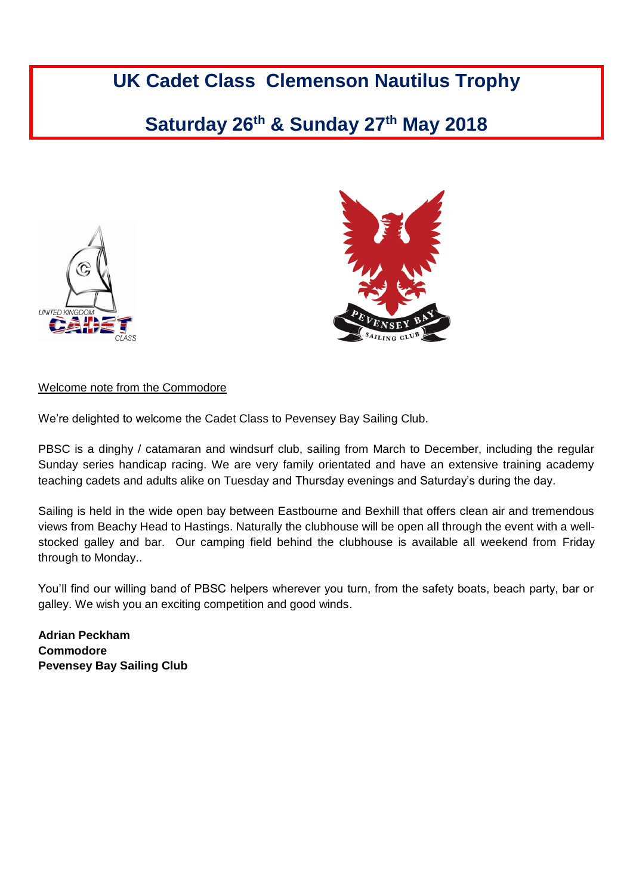# UK Cadet Class Clemenson Nautilus Trophy

## Saturday 26th & Sunday 27th May 2018

Welcome note from the Commodore

We're delighted to welcome the Cadet Class to Pevensey Bay Sailing Club.

PBSC is a dinghy / catamaran and windsurf club, sailing from March to December, including the regular Sunday series handicap racing. We are very family orientated and have an extensive training academy teaching cadets and adults alike on Tuesday and Thursday evenings and Saturday's during the day.

Sailing is held in the wide open bay between Eastbourne and Bexhill that offers clean air and tremendous views from Beachy Head to Hastings. Naturally the clubhouse will be open all through the event with a well-stocked galley and bar. Our camping field behind the clubhouse is available all weekend from Friday through to Monday..

You'll find our willing band of PBSC helpers wherever you turn, from the safety boats, beach party, bar or galley. We wish you an exciting competition and good winds.

**Adrian Peckham**
**Commodore**
**Pevensey Bay Sailing Club**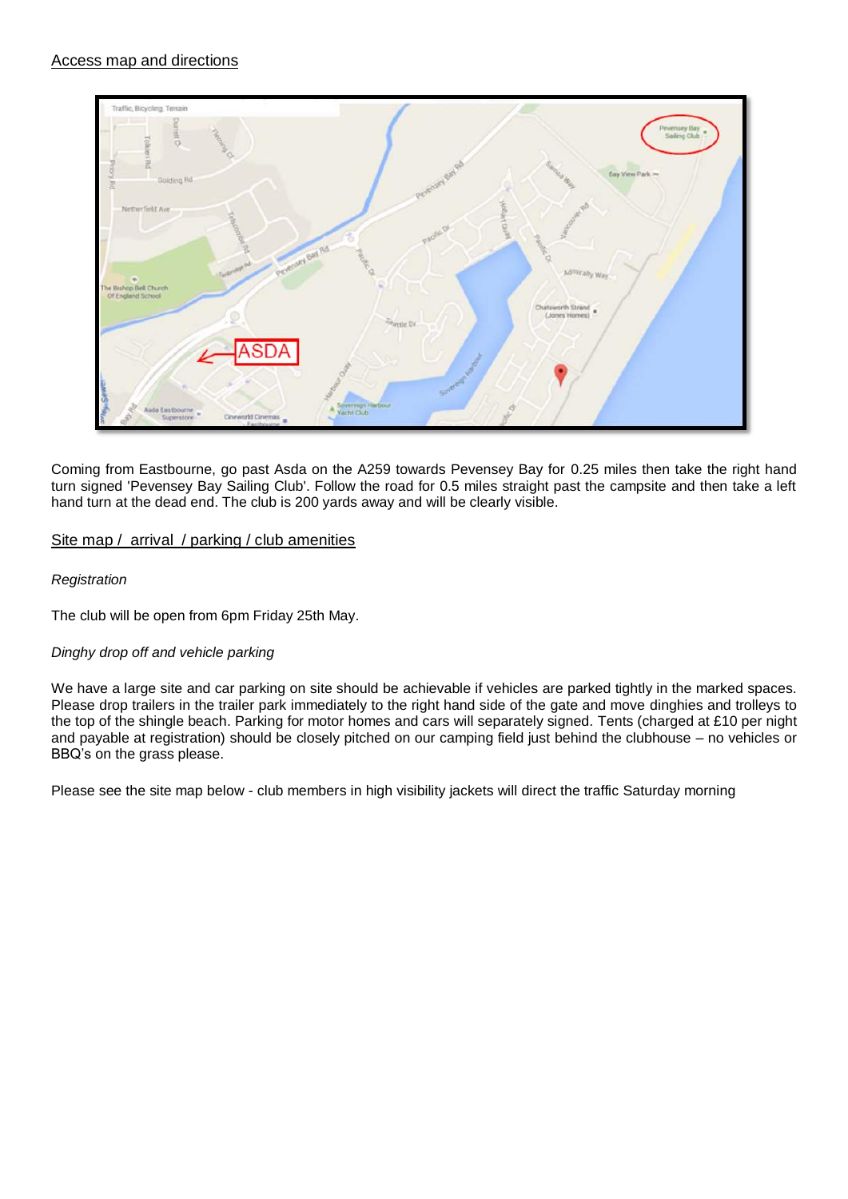## Access map and directions

Coming from Eastbourne, go past Asda on the A259 towards Pevensey Bay for 0.25 miles then take the right hand turn signed 'Pevensey Bay Sailing Club'. Follow the road for 0.5 miles straight past the campsite and then take a left hand turn at the dead end. The club is 200 yards away and will be clearly visible.

## Site map / arrival / parking / club amenities

*Registration*

The club will be open from 6pm Friday 25th May.

*Dinghy drop off and vehicle parking*

We have a large site and car parking on site should be achievable if vehicles are parked tightly in the marked spaces. Please drop trailers in the trailer park immediately to the right hand side of the gate and move dinghies and trolleys to the top of the shingle beach. Parking for motor homes and cars will separately signed. Tents (charged at £10 per night and payable at registration) should be closely pitched on our camping field just behind the clubhouse – no vehicles or BBQ's on the grass please.

Please see the site map below - club members in high visibility jackets will direct the traffic Saturday morning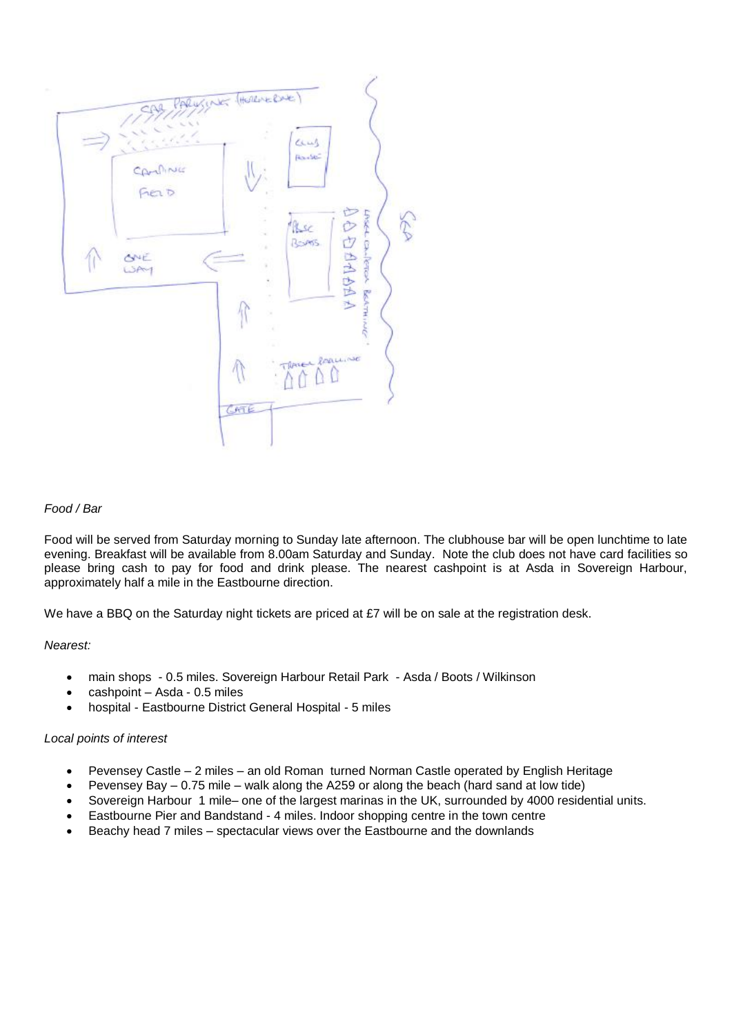*Food / Bar*

Food will be served from Saturday morning to Sunday late afternoon. The clubhouse bar will be open lunchtime to late evening. Breakfast will be available from 8.00am Saturday and Sunday. Note the club does not have card facilities so please bring cash to pay for food and drink please. The nearest cashpoint is at Asda in Sovereign Harbour, approximately half a mile in the Eastbourne direction.

We have a BBQ on the Saturday night tickets are priced at £7 will be on sale at the registration desk.

*Nearest:*

- main shops - 0.5 miles. Sovereign Harbour Retail Park - Asda / Boots / Wilkinson
- cashpoint – Asda - 0.5 miles
- hospital - Eastbourne District General Hospital - 5 miles

*Local points of interest*

- Pevensey Castle – 2 miles – an old Roman turned Norman Castle operated by English Heritage
- Pevensey Bay – 0.75 mile – walk along the A259 or along the beach (hard sand at low tide)
- Sovereign Harbour 1 mile– one of the largest marinas in the UK, surrounded by 4000 residential units.
- Eastbourne Pier and Bandstand - 4 miles. Indoor shopping centre in the town centre
- Beachy head 7 miles – spectacular views over the Eastbourne and the downlands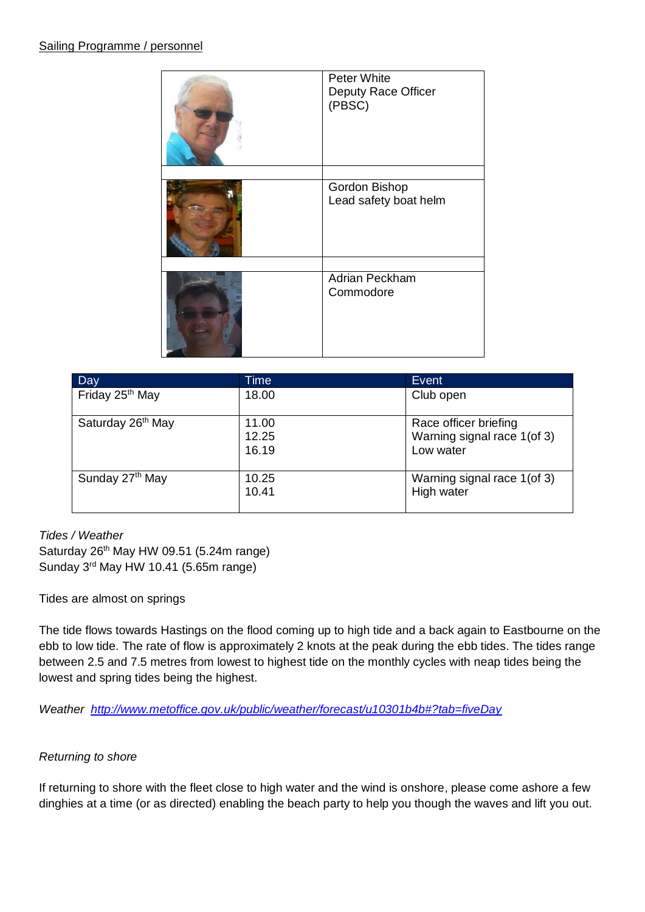Sailing Programme / personnel

| | |
|---|---|
| | Peter White<br>Deputy Race Officer<br>(PBSC) |
| | Gordon Bishop<br>Lead safety boat helm |
| | Adrian Peckham<br>Commodore |

| Day | Time | Event |
|---|---|---|
| Friday 25th May | 18.00 | Club open |
| Saturday 26th May | 11.00<br>12.25<br>16.19 | Race officer briefing<br>Warning signal race 1(of 3)<br>Low water |
| Sunday 27th May | 10.25<br>10.41 | Warning signal race 1(of 3)<br>High water |

*Tides / Weather*

Saturday 26th May HW 09.51 (5.24m range)
Sunday 3rd May HW 10.41 (5.65m range)

Tides are almost on springs

The tide flows towards Hastings on the flood coming up to high tide and a back again to Eastbourne on the ebb to low tide. The rate of flow is approximately 2 knots at the peak during the ebb tides. The tides range between 2.5 and 7.5 metres from lowest to highest tide on the monthly cycles with neap tides being the lowest and spring tides being the highest.

*Weather* *http://www.metoffice.gov.uk/public/weather/forecast/u10301b4b#?tab=fiveDay*

*Returning to shore*

If returning to shore with the fleet close to high water and the wind is onshore, please come ashore a few dinghies at a time (or as directed) enabling the beach party to help you though the waves and lift you out.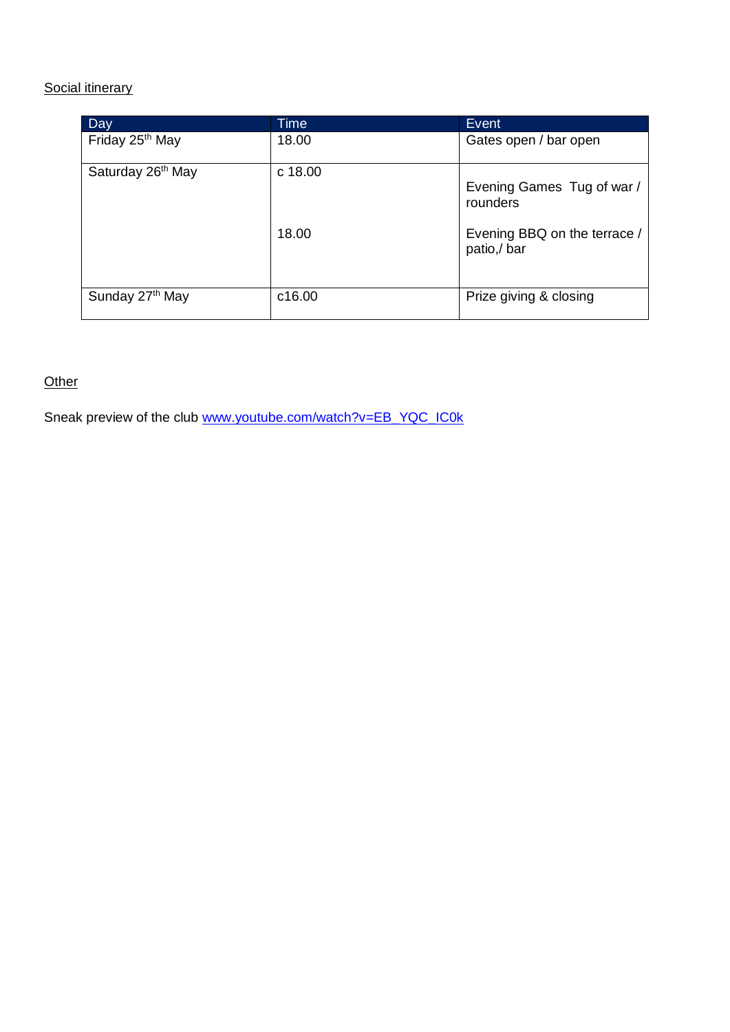<u>Social itinerary</u>

| Day | Time | Event |
|---|---|---|
| Friday 25th May | 18.00 | Gates open / bar open |
| Saturday 26th May | c 18.00<br><br>18.00 | Evening Games  Tug of war / rounders<br><br>Evening BBQ on the terrace / patio,/ bar |
| Sunday 27th May | c16.00 | Prize giving & closing |

<u>Other</u>

Sneak preview of the club [www.youtube.com/watch?v=EB_YQC_IC0k](www.youtube.com/watch?v=EB_YQC_IC0k)